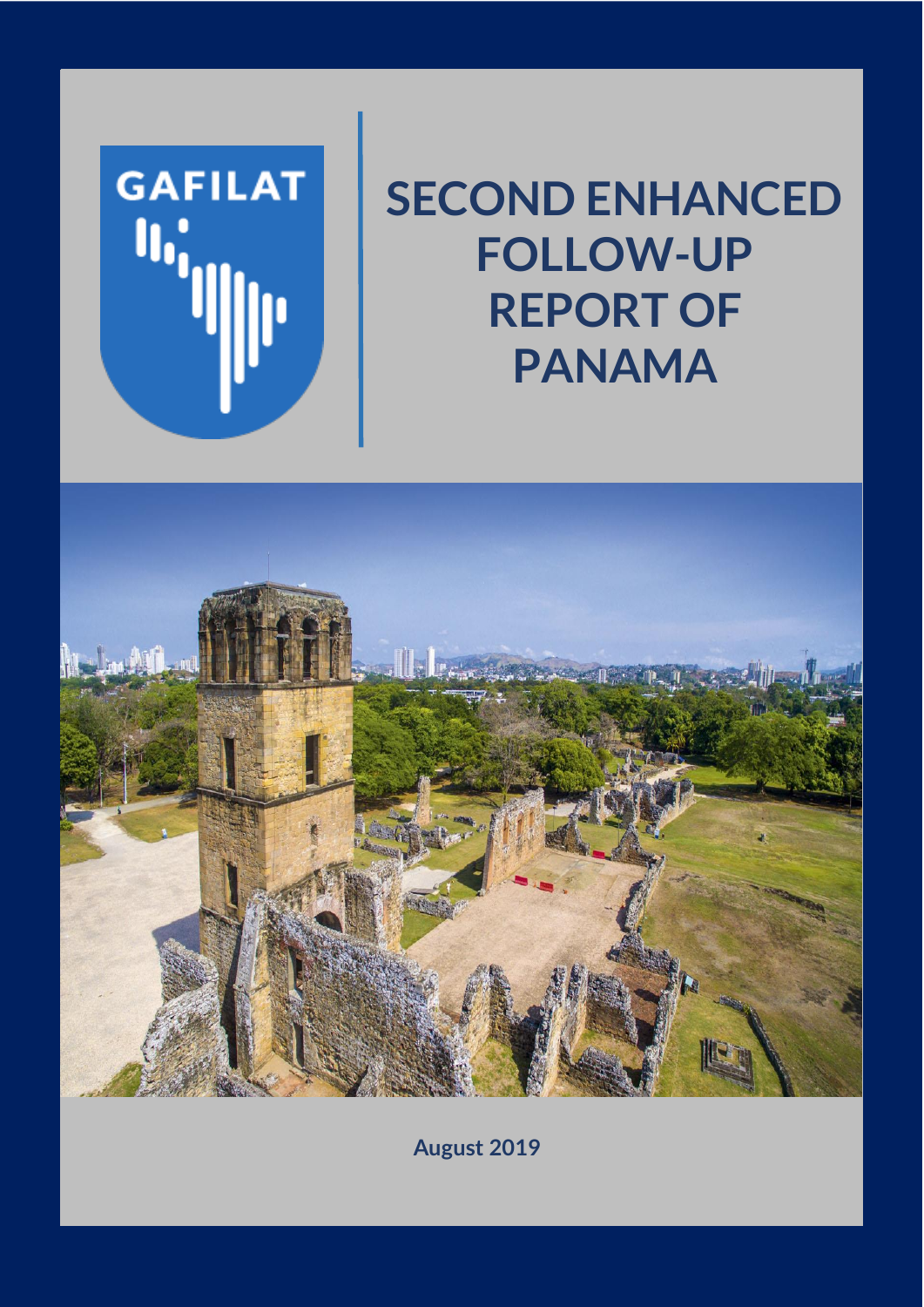GAFILAT

# SECOND ENHANCED FOLLOW-UP REPORT OF PANAMA

**August 2019**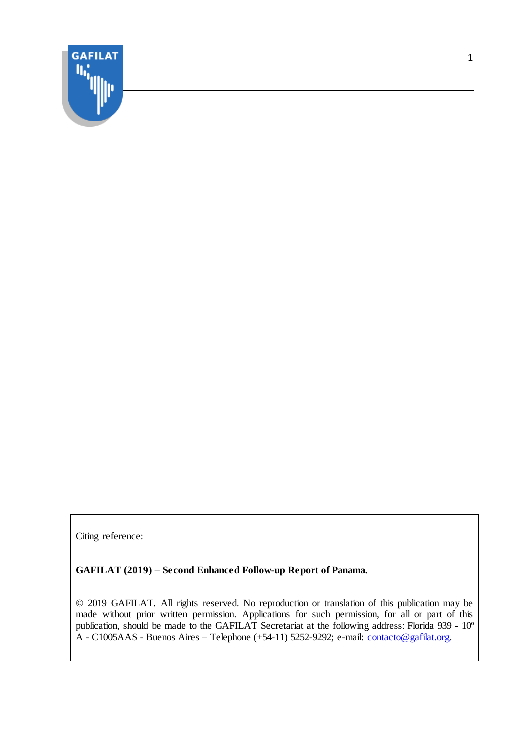Citing reference:

**GAFILAT (2019) – Second Enhanced Follow-up Report of Panama.**

© 2019 GAFILAT. All rights reserved. No reproduction or translation of this publication may be made without prior written permission. Applications for such permission, for all or part of this publication, should be made to the GAFILAT Secretariat at the following address: Florida 939 - 10º A - C1005AAS - Buenos Aires – Telephone (+54-11) 5252-9292; e-mail: contacto@gafilat.org.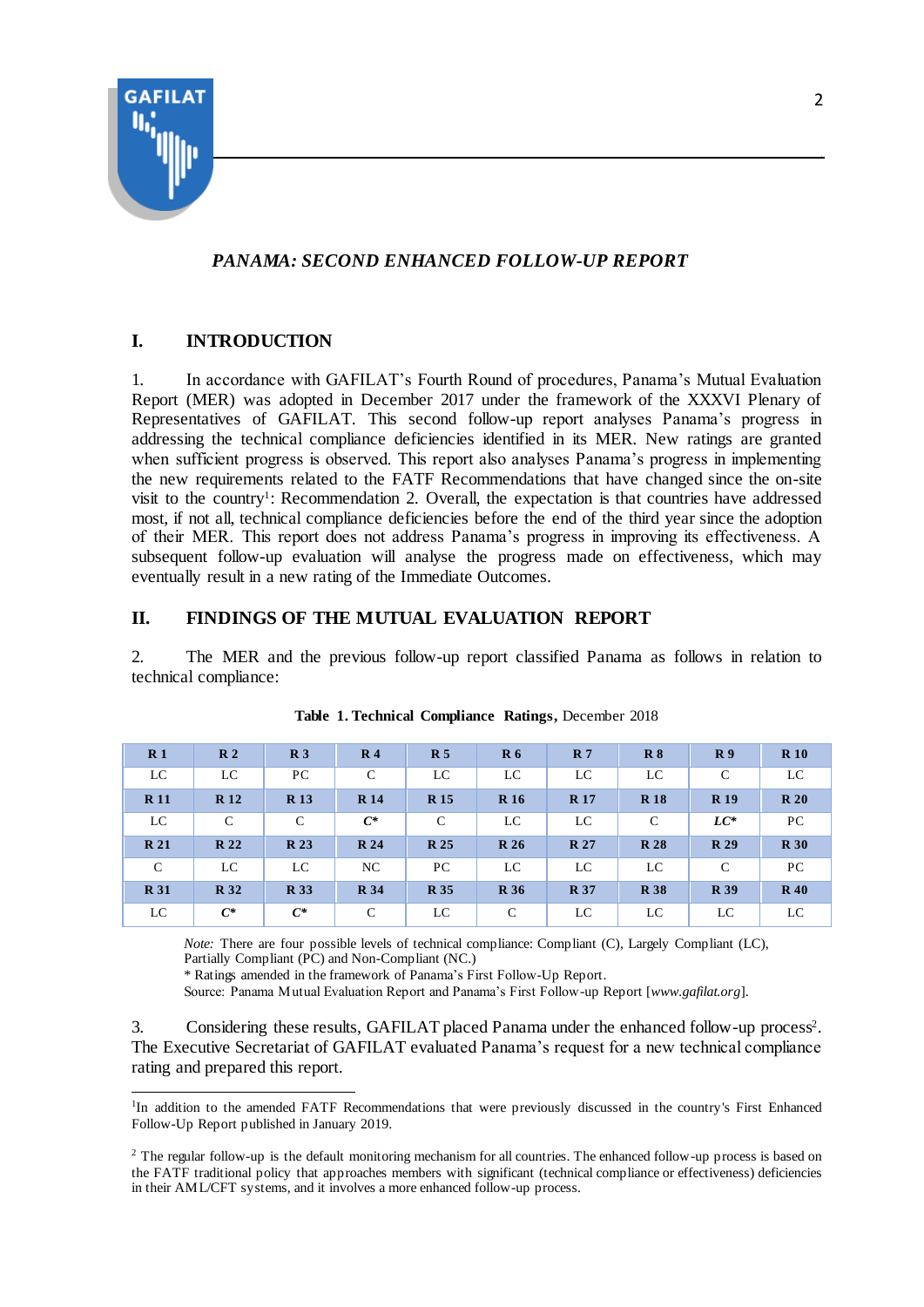*PANAMA: SECOND ENHANCED FOLLOW-UP REPORT*

## I. INTRODUCTION

1. In accordance with GAFILAT's Fourth Round of procedures, Panama's Mutual Evaluation Report (MER) was adopted in December 2017 under the framework of the XXXVI Plenary of Representatives of GAFILAT. This second follow-up report analyses Panama's progress in addressing the technical compliance deficiencies identified in its MER. New ratings are granted when sufficient progress is observed. This report also analyses Panama's progress in implementing the new requirements related to the FATF Recommendations that have changed since the on-site visit to the country[1]: Recommendation 2. Overall, the expectation is that countries have addressed most, if not all, technical compliance deficiencies before the end of the third year since the adoption of their MER. This report does not address Panama's progress in improving its effectiveness. A subsequent follow-up evaluation will analyse the progress made on effectiveness, which may eventually result in a new rating of the Immediate Outcomes.

## II. FINDINGS OF THE MUTUAL EVALUATION REPORT

2. The MER and the previous follow-up report classified Panama as follows in relation to technical compliance:

**Table 1. Technical Compliance Ratings,** December 2018

| R 1 | R 2 | R 3 | R 4 | R 5 | R 6 | R 7 | R 8 | R 9 | R 10 |
|---|---|---|---|---|---|---|---|---|---|
| LC | LC | PC | C | LC | LC | LC | LC | C | LC |
| **R 11** | **R 12** | **R 13** | **R 14** | **R 15** | **R 16** | **R 17** | **R 18** | **R 19** | **R 20** |
| LC | C | C | ***C**** | C | LC | LC | C | ***LC**** | PC |
| **R 21** | **R 22** | **R 23** | **R 24** | **R 25** | **R 26** | **R 27** | **R 28** | **R 29** | **R 30** |
| C | LC | LC | NC | PC | LC | LC | LC | C | PC |
| **R 31** | **R 32** | **R 33** | **R 34** | **R 35** | **R 36** | **R 37** | **R 38** | **R 39** | **R 40** |
| LC | ***C**** | ***C**** | C | LC | C | LC | LC | LC | LC |

*Note:* There are four possible levels of technical compliance: Compliant (C), Largely Compliant (LC), Partially Compliant (PC) and Non-Compliant (NC.)
\* Ratings amended in the framework of Panama's First Follow-Up Report.
Source: Panama Mutual Evaluation Report and Panama's First Follow-up Report [*www.gafilat.org*].

3. Considering these results, GAFILAT placed Panama under the enhanced follow-up process[2]. The Executive Secretariat of GAFILAT evaluated Panama's request for a new technical compliance rating and prepared this report.

---

[1] In addition to the amended FATF Recommendations that were previously discussed in the country's First Enhanced Follow-Up Report published in January 2019.

[2] The regular follow-up is the default monitoring mechanism for all countries. The enhanced follow-up process is based on the FATF traditional policy that approaches members with significant (technical compliance or effectiveness) deficiencies in their AML/CFT systems, and it involves a more enhanced follow-up process.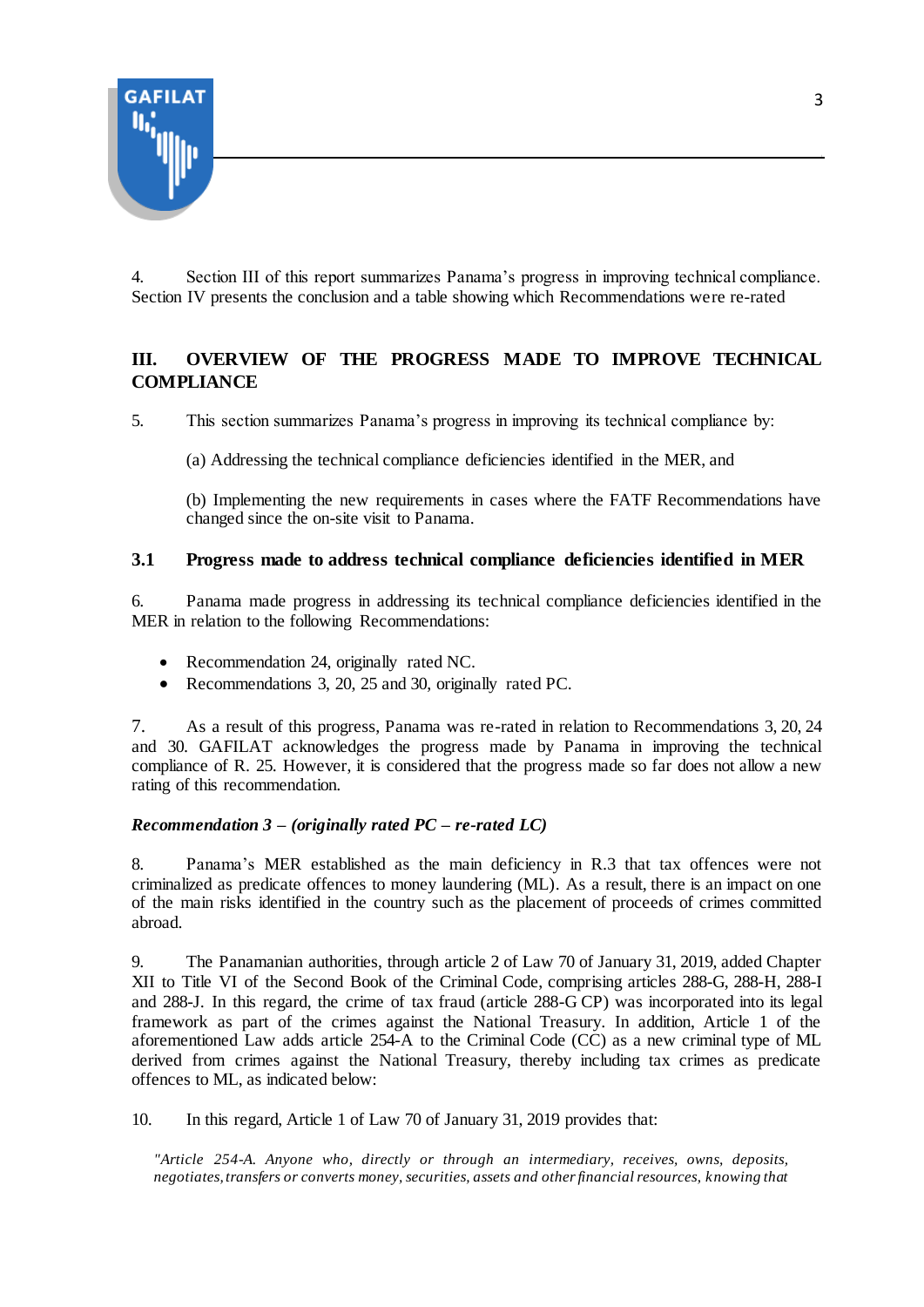4. Section III of this report summarizes Panama's progress in improving technical compliance. Section IV presents the conclusion and a table showing which Recommendations were re-rated

## III. OVERVIEW OF THE PROGRESS MADE TO IMPROVE TECHNICAL COMPLIANCE

5. This section summarizes Panama's progress in improving its technical compliance by:

(a) Addressing the technical compliance deficiencies identified in the MER, and

(b) Implementing the new requirements in cases where the FATF Recommendations have changed since the on-site visit to Panama.

### 3.1 Progress made to address technical compliance deficiencies identified in MER

6. Panama made progress in addressing its technical compliance deficiencies identified in the MER in relation to the following Recommendations:

- Recommendation 24, originally rated NC.
- Recommendations 3, 20, 25 and 30, originally rated PC.

7. As a result of this progress, Panama was re-rated in relation to Recommendations 3, 20, 24 and 30. GAFILAT acknowledges the progress made by Panama in improving the technical compliance of R. 25. However, it is considered that the progress made so far does not allow a new rating of this recommendation.

***Recommendation 3 – (originally rated PC – re-rated LC)***

8. Panama's MER established as the main deficiency in R.3 that tax offences were not criminalized as predicate offences to money laundering (ML). As a result, there is an impact on one of the main risks identified in the country such as the placement of proceeds of crimes committed abroad.

9. The Panamanian authorities, through article 2 of Law 70 of January 31, 2019, added Chapter XII to Title VI of the Second Book of the Criminal Code, comprising articles 288-G, 288-H, 288-I and 288-J. In this regard, the crime of tax fraud (article 288-G CP) was incorporated into its legal framework as part of the crimes against the National Treasury. In addition, Article 1 of the aforementioned Law adds article 254-A to the Criminal Code (CC) as a new criminal type of ML derived from crimes against the National Treasury, thereby including tax crimes as predicate offences to ML, as indicated below:

10. In this regard, Article 1 of Law 70 of January 31, 2019 provides that:

*"Article 254-A. Anyone who, directly or through an intermediary, receives, owns, deposits, negotiates, transfers or converts money, securities, assets and other financial resources, knowing that*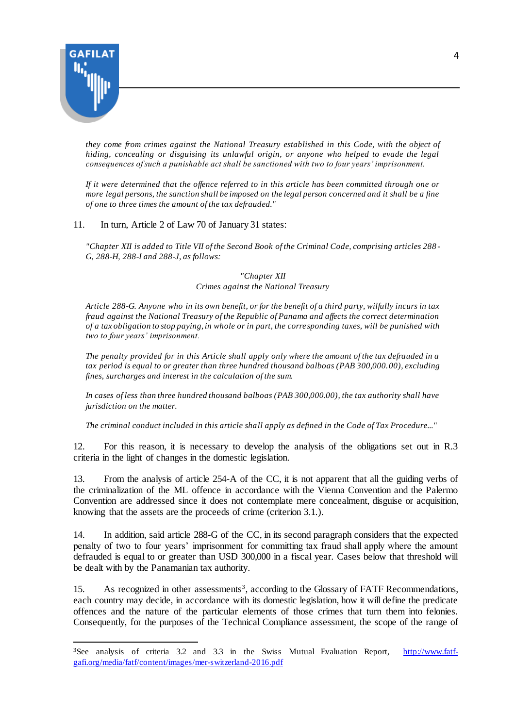*they come from crimes against the National Treasury established in this Code, with the object of hiding, concealing or disguising its unlawful origin, or anyone who helped to evade the legal consequences of such a punishable act shall be sanctioned with two to four years' imprisonment.*

*If it were determined that the offence referred to in this article has been committed through one or more legal persons, the sanction shall be imposed on the legal person concerned and it shall be a fine of one to three times the amount of the tax defrauded."*

11. In turn, Article 2 of Law 70 of January 31 states:

*"Chapter XII is added to Title VII of the Second Book of the Criminal Code, comprising articles 288-G, 288-H, 288-I and 288-J, as follows:*

*"Chapter XII*
*Crimes against the National Treasury*

*Article 288-G. Anyone who in its own benefit, or for the benefit of a third party, wilfully incurs in tax fraud against the National Treasury of the Republic of Panama and affects the correct determination of a tax obligation to stop paying, in whole or in part, the corresponding taxes, will be punished with two to four years' imprisonment.*

*The penalty provided for in this Article shall apply only where the amount of the tax defrauded in a tax period is equal to or greater than three hundred thousand balboas (PAB 300,000.00), excluding fines, surcharges and interest in the calculation of the sum.*

*In cases of less than three hundred thousand balboas (PAB 300,000.00), the tax authority shall have jurisdiction on the matter.*

*The criminal conduct included in this article shall apply as defined in the Code of Tax Procedure..."*

12. For this reason, it is necessary to develop the analysis of the obligations set out in R.3 criteria in the light of changes in the domestic legislation.

13. From the analysis of article 254-A of the CC, it is not apparent that all the guiding verbs of the criminalization of the ML offence in accordance with the Vienna Convention and the Palermo Convention are addressed since it does not contemplate mere concealment, disguise or acquisition, knowing that the assets are the proceeds of crime (criterion 3.1.).

14. In addition, said article 288-G of the CC, in its second paragraph considers that the expected penalty of two to four years' imprisonment for committing tax fraud shall apply where the amount defrauded is equal to or greater than USD 300,000 in a fiscal year. Cases below that threshold will be dealt with by the Panamanian tax authority.

15. As recognized in other assessments[3], according to the Glossary of FATF Recommendations, each country may decide, in accordance with its domestic legislation, how it will define the predicate offences and the nature of the particular elements of those crimes that turn them into felonies. Consequently, for the purposes of the Technical Compliance assessment, the scope of the range of

[3] See analysis of criteria 3.2 and 3.3 in the Swiss Mutual Evaluation Report, http://www.fatf-gafi.org/media/fatf/content/images/mer-switzerland-2016.pdf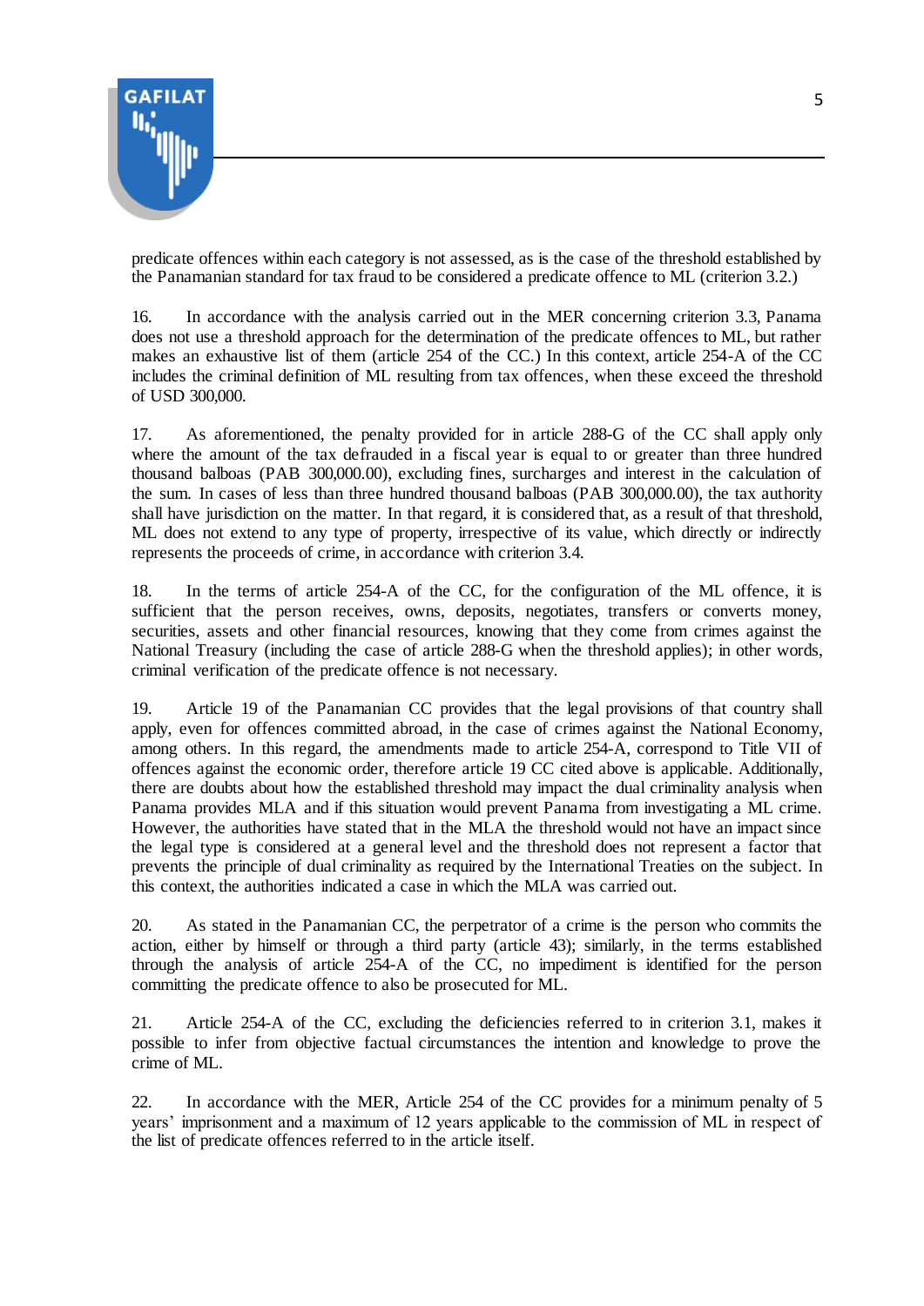predicate offences within each category is not assessed, as is the case of the threshold established by the Panamanian standard for tax fraud to be considered a predicate offence to ML (criterion 3.2.)

16. In accordance with the analysis carried out in the MER concerning criterion 3.3, Panama does not use a threshold approach for the determination of the predicate offences to ML, but rather makes an exhaustive list of them (article 254 of the CC.) In this context, article 254-A of the CC includes the criminal definition of ML resulting from tax offences, when these exceed the threshold of USD 300,000.

17. As aforementioned, the penalty provided for in article 288-G of the CC shall apply only where the amount of the tax defrauded in a fiscal year is equal to or greater than three hundred thousand balboas (PAB 300,000.00), excluding fines, surcharges and interest in the calculation of the sum. In cases of less than three hundred thousand balboas (PAB 300,000.00), the tax authority shall have jurisdiction on the matter. In that regard, it is considered that, as a result of that threshold, ML does not extend to any type of property, irrespective of its value, which directly or indirectly represents the proceeds of crime, in accordance with criterion 3.4.

18. In the terms of article 254-A of the CC, for the configuration of the ML offence, it is sufficient that the person receives, owns, deposits, negotiates, transfers or converts money, securities, assets and other financial resources, knowing that they come from crimes against the National Treasury (including the case of article 288-G when the threshold applies); in other words, criminal verification of the predicate offence is not necessary.

19. Article 19 of the Panamanian CC provides that the legal provisions of that country shall apply, even for offences committed abroad, in the case of crimes against the National Economy, among others. In this regard, the amendments made to article 254-A, correspond to Title VII of offences against the economic order, therefore article 19 CC cited above is applicable. Additionally, there are doubts about how the established threshold may impact the dual criminality analysis when Panama provides MLA and if this situation would prevent Panama from investigating a ML crime. However, the authorities have stated that in the MLA the threshold would not have an impact since the legal type is considered at a general level and the threshold does not represent a factor that prevents the principle of dual criminality as required by the International Treaties on the subject. In this context, the authorities indicated a case in which the MLA was carried out.

20. As stated in the Panamanian CC, the perpetrator of a crime is the person who commits the action, either by himself or through a third party (article 43); similarly, in the terms established through the analysis of article 254-A of the CC, no impediment is identified for the person committing the predicate offence to also be prosecuted for ML.

21. Article 254-A of the CC, excluding the deficiencies referred to in criterion 3.1, makes it possible to infer from objective factual circumstances the intention and knowledge to prove the crime of ML.

22. In accordance with the MER, Article 254 of the CC provides for a minimum penalty of 5 years' imprisonment and a maximum of 12 years applicable to the commission of ML in respect of the list of predicate offences referred to in the article itself.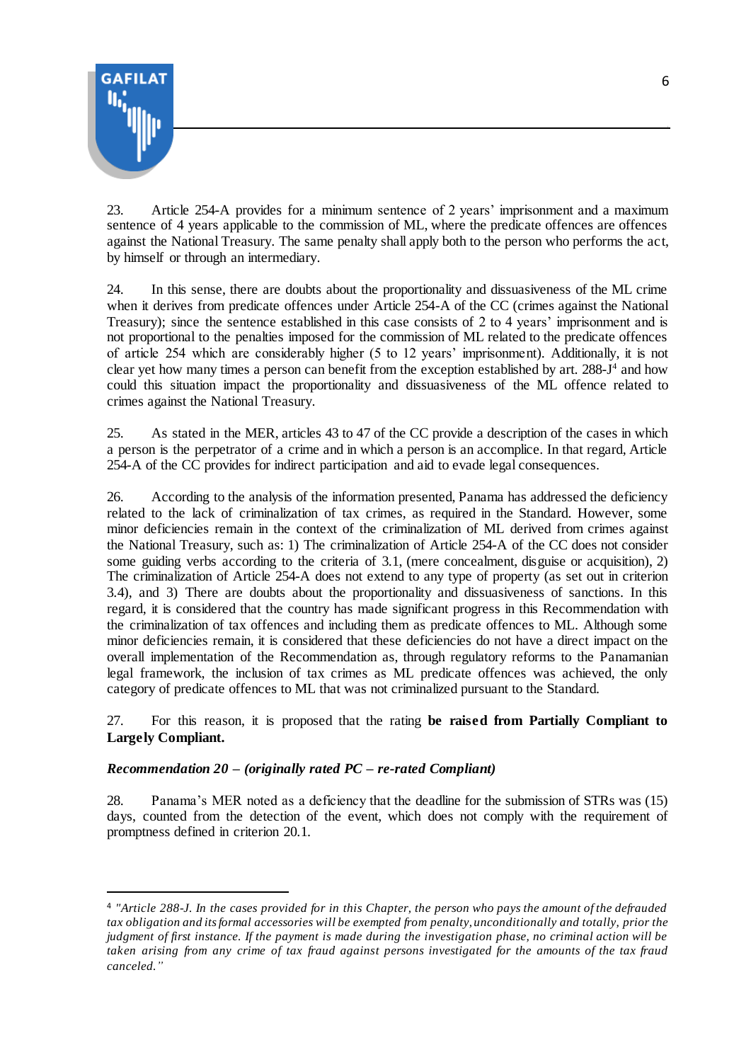23. Article 254-A provides for a minimum sentence of 2 years' imprisonment and a maximum sentence of 4 years applicable to the commission of ML, where the predicate offences are offences against the National Treasury. The same penalty shall apply both to the person who performs the act, by himself or through an intermediary.

24. In this sense, there are doubts about the proportionality and dissuasiveness of the ML crime when it derives from predicate offences under Article 254-A of the CC (crimes against the National Treasury); since the sentence established in this case consists of 2 to 4 years' imprisonment and is not proportional to the penalties imposed for the commission of ML related to the predicate offences of article 254 which are considerably higher (5 to 12 years' imprisonment). Additionally, it is not clear yet how many times a person can benefit from the exception established by art. 288-J[4] and how could this situation impact the proportionality and dissuasiveness of the ML offence related to crimes against the National Treasury.

25. As stated in the MER, articles 43 to 47 of the CC provide a description of the cases in which a person is the perpetrator of a crime and in which a person is an accomplice. In that regard, Article 254-A of the CC provides for indirect participation and aid to evade legal consequences.

26. According to the analysis of the information presented, Panama has addressed the deficiency related to the lack of criminalization of tax crimes, as required in the Standard. However, some minor deficiencies remain in the context of the criminalization of ML derived from crimes against the National Treasury, such as: 1) The criminalization of Article 254-A of the CC does not consider some guiding verbs according to the criteria of 3.1, (mere concealment, disguise or acquisition), 2) The criminalization of Article 254-A does not extend to any type of property (as set out in criterion 3.4), and 3) There are doubts about the proportionality and dissuasiveness of sanctions. In this regard, it is considered that the country has made significant progress in this Recommendation with the criminalization of tax offences and including them as predicate offences to ML. Although some minor deficiencies remain, it is considered that these deficiencies do not have a direct impact on the overall implementation of the Recommendation as, through regulatory reforms to the Panamanian legal framework, the inclusion of tax crimes as ML predicate offences was achieved, the only category of predicate offences to ML that was not criminalized pursuant to the Standard.

27. For this reason, it is proposed that the rating **be raised from Partially Compliant to Largely Compliant.**

***Recommendation 20 – (originally rated PC – re-rated Compliant)***

28. Panama's MER noted as a deficiency that the deadline for the submission of STRs was (15) days, counted from the detection of the event, which does not comply with the requirement of promptness defined in criterion 20.1.

---

[4] *"Article 288-J. In the cases provided for in this Chapter, the person who pays the amount of the defrauded tax obligation and its formal accessories will be exempted from penalty, unconditionally and totally, prior the judgment of first instance. If the payment is made during the investigation phase, no criminal action will be taken arising from any crime of tax fraud against persons investigated for the amounts of the tax fraud canceled."*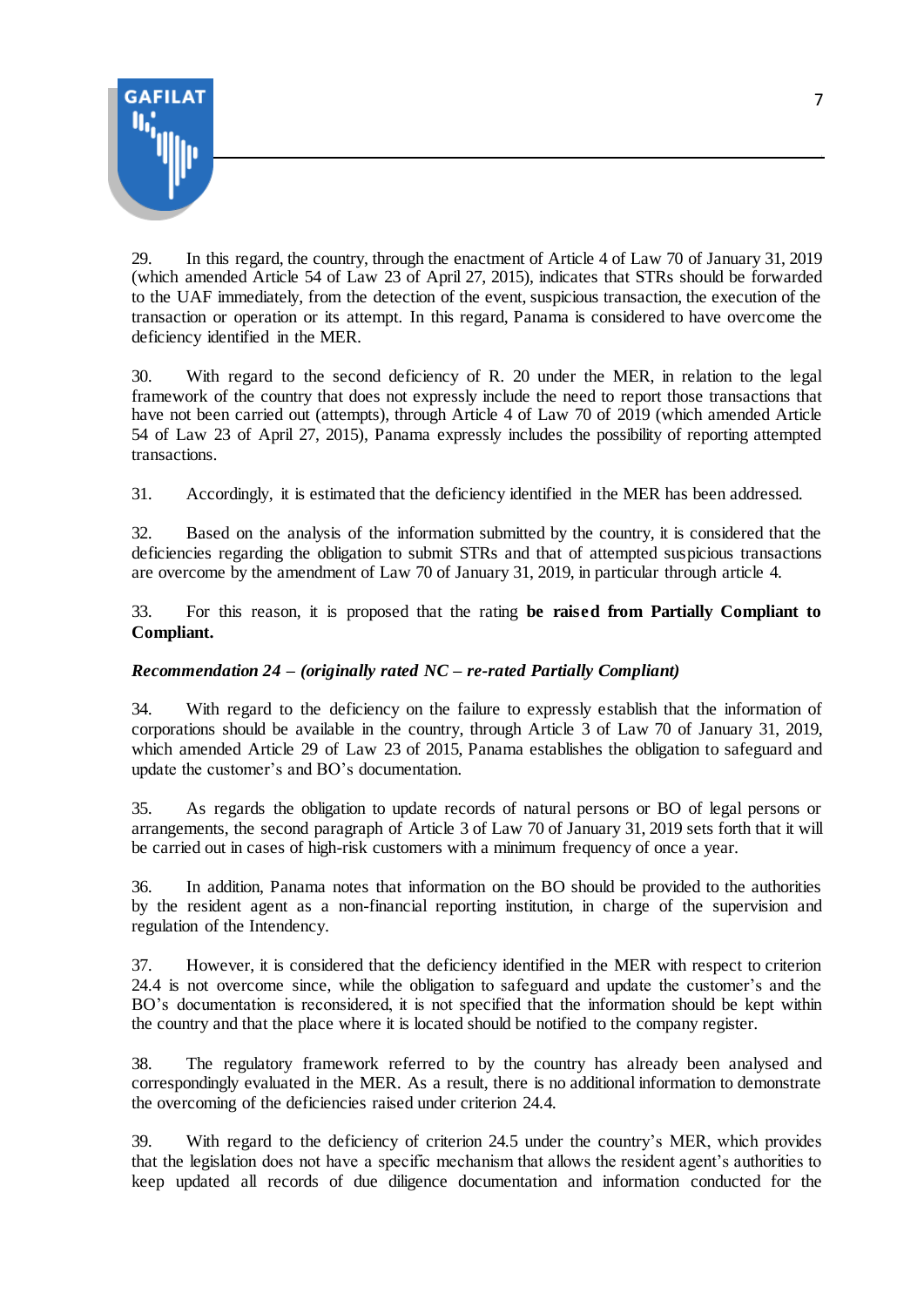29. In this regard, the country, through the enactment of Article 4 of Law 70 of January 31, 2019 (which amended Article 54 of Law 23 of April 27, 2015), indicates that STRs should be forwarded to the UAF immediately, from the detection of the event, suspicious transaction, the execution of the transaction or operation or its attempt. In this regard, Panama is considered to have overcome the deficiency identified in the MER.

30. With regard to the second deficiency of R. 20 under the MER, in relation to the legal framework of the country that does not expressly include the need to report those transactions that have not been carried out (attempts), through Article 4 of Law 70 of 2019 (which amended Article 54 of Law 23 of April 27, 2015), Panama expressly includes the possibility of reporting attempted transactions.

31. Accordingly, it is estimated that the deficiency identified in the MER has been addressed.

32. Based on the analysis of the information submitted by the country, it is considered that the deficiencies regarding the obligation to submit STRs and that of attempted suspicious transactions are overcome by the amendment of Law 70 of January 31, 2019, in particular through article 4.

33. For this reason, it is proposed that the rating **be raised from Partially Compliant to Compliant.**

***Recommendation 24 – (originally rated NC – re-rated Partially Compliant)***

34. With regard to the deficiency on the failure to expressly establish that the information of corporations should be available in the country, through Article 3 of Law 70 of January 31, 2019, which amended Article 29 of Law 23 of 2015, Panama establishes the obligation to safeguard and update the customer's and BO's documentation.

35. As regards the obligation to update records of natural persons or BO of legal persons or arrangements, the second paragraph of Article 3 of Law 70 of January 31, 2019 sets forth that it will be carried out in cases of high-risk customers with a minimum frequency of once a year.

36. In addition, Panama notes that information on the BO should be provided to the authorities by the resident agent as a non-financial reporting institution, in charge of the supervision and regulation of the Intendency.

37. However, it is considered that the deficiency identified in the MER with respect to criterion 24.4 is not overcome since, while the obligation to safeguard and update the customer's and the BO's documentation is reconsidered, it is not specified that the information should be kept within the country and that the place where it is located should be notified to the company register.

38. The regulatory framework referred to by the country has already been analysed and correspondingly evaluated in the MER. As a result, there is no additional information to demonstrate the overcoming of the deficiencies raised under criterion 24.4.

39. With regard to the deficiency of criterion 24.5 under the country's MER, which provides that the legislation does not have a specific mechanism that allows the resident agent's authorities to keep updated all records of due diligence documentation and information conducted for the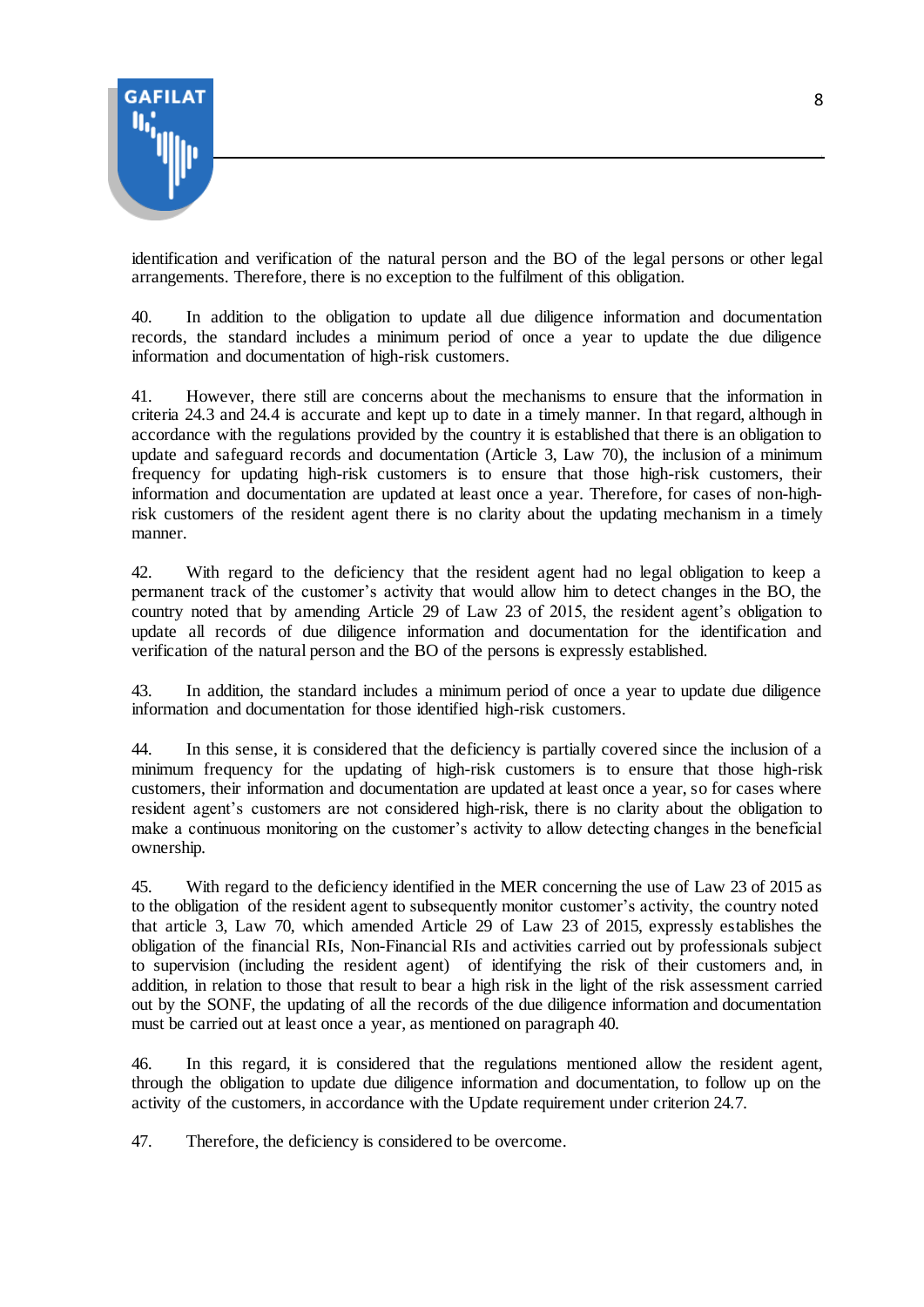identification and verification of the natural person and the BO of the legal persons or other legal arrangements. Therefore, there is no exception to the fulfilment of this obligation.

40. In addition to the obligation to update all due diligence information and documentation records, the standard includes a minimum period of once a year to update the due diligence information and documentation of high-risk customers.

41. However, there still are concerns about the mechanisms to ensure that the information in criteria 24.3 and 24.4 is accurate and kept up to date in a timely manner. In that regard, although in accordance with the regulations provided by the country it is established that there is an obligation to update and safeguard records and documentation (Article 3, Law 70), the inclusion of a minimum frequency for updating high-risk customers is to ensure that those high-risk customers, their information and documentation are updated at least once a year. Therefore, for cases of non-high-risk customers of the resident agent there is no clarity about the updating mechanism in a timely manner.

42. With regard to the deficiency that the resident agent had no legal obligation to keep a permanent track of the customer's activity that would allow him to detect changes in the BO, the country noted that by amending Article 29 of Law 23 of 2015, the resident agent's obligation to update all records of due diligence information and documentation for the identification and verification of the natural person and the BO of the persons is expressly established.

43. In addition, the standard includes a minimum period of once a year to update due diligence information and documentation for those identified high-risk customers.

44. In this sense, it is considered that the deficiency is partially covered since the inclusion of a minimum frequency for the updating of high-risk customers is to ensure that those high-risk customers, their information and documentation are updated at least once a year, so for cases where resident agent's customers are not considered high-risk, there is no clarity about the obligation to make a continuous monitoring on the customer's activity to allow detecting changes in the beneficial ownership.

45. With regard to the deficiency identified in the MER concerning the use of Law 23 of 2015 as to the obligation of the resident agent to subsequently monitor customer's activity, the country noted that article 3, Law 70, which amended Article 29 of Law 23 of 2015, expressly establishes the obligation of the financial RIs, Non-Financial RIs and activities carried out by professionals subject to supervision (including the resident agent) of identifying the risk of their customers and, in addition, in relation to those that result to bear a high risk in the light of the risk assessment carried out by the SONF, the updating of all the records of the due diligence information and documentation must be carried out at least once a year, as mentioned on paragraph 40.

46. In this regard, it is considered that the regulations mentioned allow the resident agent, through the obligation to update due diligence information and documentation, to follow up on the activity of the customers, in accordance with the Update requirement under criterion 24.7.

47. Therefore, the deficiency is considered to be overcome.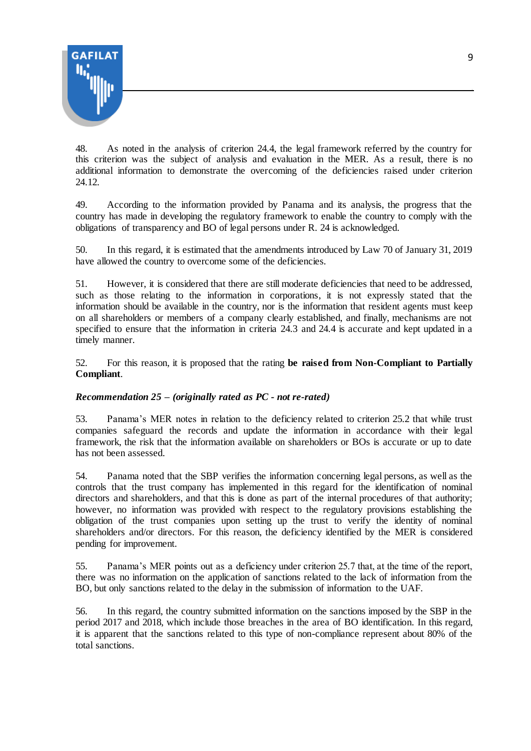48. As noted in the analysis of criterion 24.4, the legal framework referred by the country for this criterion was the subject of analysis and evaluation in the MER. As a result, there is no additional information to demonstrate the overcoming of the deficiencies raised under criterion 24.12.

49. According to the information provided by Panama and its analysis, the progress that the country has made in developing the regulatory framework to enable the country to comply with the obligations of transparency and BO of legal persons under R. 24 is acknowledged.

50. In this regard, it is estimated that the amendments introduced by Law 70 of January 31, 2019 have allowed the country to overcome some of the deficiencies.

51. However, it is considered that there are still moderate deficiencies that need to be addressed, such as those relating to the information in corporations, it is not expressly stated that the information should be available in the country, nor is the information that resident agents must keep on all shareholders or members of a company clearly established, and finally, mechanisms are not specified to ensure that the information in criteria 24.3 and 24.4 is accurate and kept updated in a timely manner.

52. For this reason, it is proposed that the rating **be raised from Non-Compliant to Partially Compliant**.

***Recommendation 25 – (originally rated as PC - not re-rated)***

53. Panama's MER notes in relation to the deficiency related to criterion 25.2 that while trust companies safeguard the records and update the information in accordance with their legal framework, the risk that the information available on shareholders or BOs is accurate or up to date has not been assessed.

54. Panama noted that the SBP verifies the information concerning legal persons, as well as the controls that the trust company has implemented in this regard for the identification of nominal directors and shareholders, and that this is done as part of the internal procedures of that authority; however, no information was provided with respect to the regulatory provisions establishing the obligation of the trust companies upon setting up the trust to verify the identity of nominal shareholders and/or directors. For this reason, the deficiency identified by the MER is considered pending for improvement.

55. Panama's MER points out as a deficiency under criterion 25.7 that, at the time of the report, there was no information on the application of sanctions related to the lack of information from the BO, but only sanctions related to the delay in the submission of information to the UAF.

56. In this regard, the country submitted information on the sanctions imposed by the SBP in the period 2017 and 2018, which include those breaches in the area of BO identification. In this regard, it is apparent that the sanctions related to this type of non-compliance represent about 80% of the total sanctions.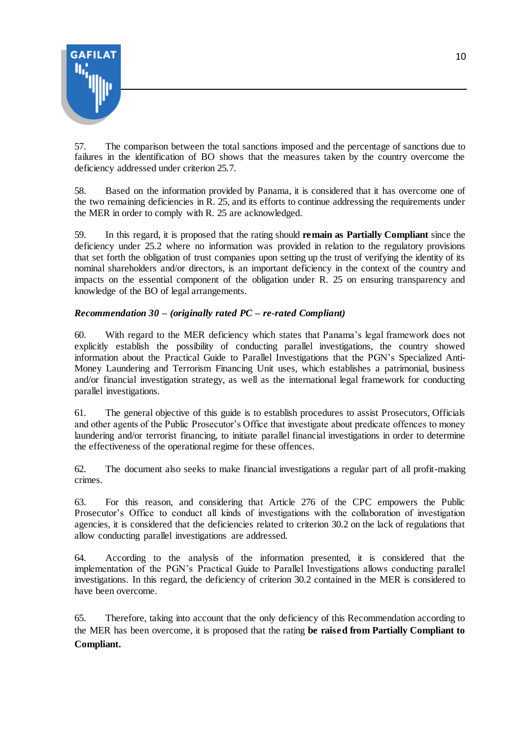57. The comparison between the total sanctions imposed and the percentage of sanctions due to failures in the identification of BO shows that the measures taken by the country overcome the deficiency addressed under criterion 25.7.

58. Based on the information provided by Panama, it is considered that it has overcome one of the two remaining deficiencies in R. 25, and its efforts to continue addressing the requirements under the MER in order to comply with R. 25 are acknowledged.

59. In this regard, it is proposed that the rating should **remain as Partially Compliant** since the deficiency under 25.2 where no information was provided in relation to the regulatory provisions that set forth the obligation of trust companies upon setting up the trust of verifying the identity of its nominal shareholders and/or directors, is an important deficiency in the context of the country and impacts on the essential component of the obligation under R. 25 on ensuring transparency and knowledge of the BO of legal arrangements.

***Recommendation 30 – (originally rated PC – re-rated Compliant)***

60. With regard to the MER deficiency which states that Panama's legal framework does not explicitly establish the possibility of conducting parallel investigations, the country showed information about the Practical Guide to Parallel Investigations that the PGN's Specialized Anti-Money Laundering and Terrorism Financing Unit uses, which establishes a patrimonial, business and/or financial investigation strategy, as well as the international legal framework for conducting parallel investigations.

61. The general objective of this guide is to establish procedures to assist Prosecutors, Officials and other agents of the Public Prosecutor's Office that investigate about predicate offences to money laundering and/or terrorist financing, to initiate parallel financial investigations in order to determine the effectiveness of the operational regime for these offences.

62. The document also seeks to make financial investigations a regular part of all profit-making crimes.

63. For this reason, and considering that Article 276 of the CPC empowers the Public Prosecutor's Office to conduct all kinds of investigations with the collaboration of investigation agencies, it is considered that the deficiencies related to criterion 30.2 on the lack of regulations that allow conducting parallel investigations are addressed.

64. According to the analysis of the information presented, it is considered that the implementation of the PGN's Practical Guide to Parallel Investigations allows conducting parallel investigations. In this regard, the deficiency of criterion 30.2 contained in the MER is considered to have been overcome.

65. Therefore, taking into account that the only deficiency of this Recommendation according to the MER has been overcome, it is proposed that the rating **be raised from Partially Compliant to Compliant.**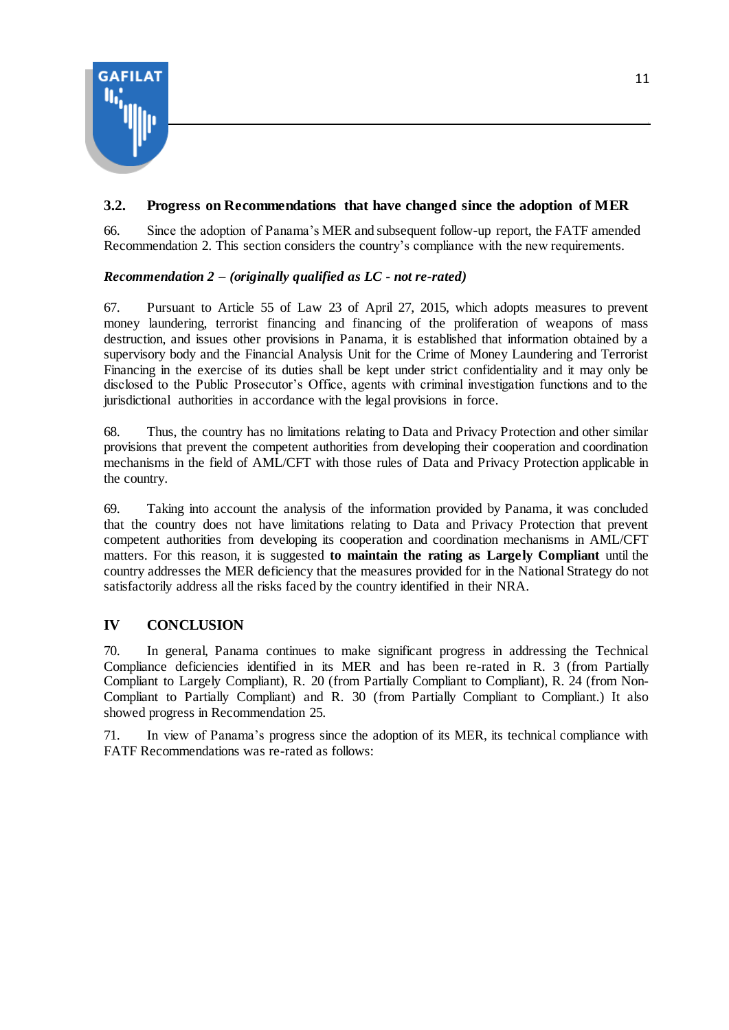### 3.2. Progress on Recommendations that have changed since the adoption of MER

66. Since the adoption of Panama's MER and subsequent follow-up report, the FATF amended Recommendation 2. This section considers the country's compliance with the new requirements.

***Recommendation 2 – (originally qualified as LC - not re-rated)***

67. Pursuant to Article 55 of Law 23 of April 27, 2015, which adopts measures to prevent money laundering, terrorist financing and financing of the proliferation of weapons of mass destruction, and issues other provisions in Panama, it is established that information obtained by a supervisory body and the Financial Analysis Unit for the Crime of Money Laundering and Terrorist Financing in the exercise of its duties shall be kept under strict confidentiality and it may only be disclosed to the Public Prosecutor's Office, agents with criminal investigation functions and to the jurisdictional authorities in accordance with the legal provisions in force.

68. Thus, the country has no limitations relating to Data and Privacy Protection and other similar provisions that prevent the competent authorities from developing their cooperation and coordination mechanisms in the field of AML/CFT with those rules of Data and Privacy Protection applicable in the country.

69. Taking into account the analysis of the information provided by Panama, it was concluded that the country does not have limitations relating to Data and Privacy Protection that prevent competent authorities from developing its cooperation and coordination mechanisms in AML/CFT matters. For this reason, it is suggested **to maintain the rating as Largely Compliant** until the country addresses the MER deficiency that the measures provided for in the National Strategy do not satisfactorily address all the risks faced by the country identified in their NRA.

## IV CONCLUSION

70. In general, Panama continues to make significant progress in addressing the Technical Compliance deficiencies identified in its MER and has been re-rated in R. 3 (from Partially Compliant to Largely Compliant), R. 20 (from Partially Compliant to Compliant), R. 24 (from Non-Compliant to Partially Compliant) and R. 30 (from Partially Compliant to Compliant.) It also showed progress in Recommendation 25.

71. In view of Panama's progress since the adoption of its MER, its technical compliance with FATF Recommendations was re-rated as follows: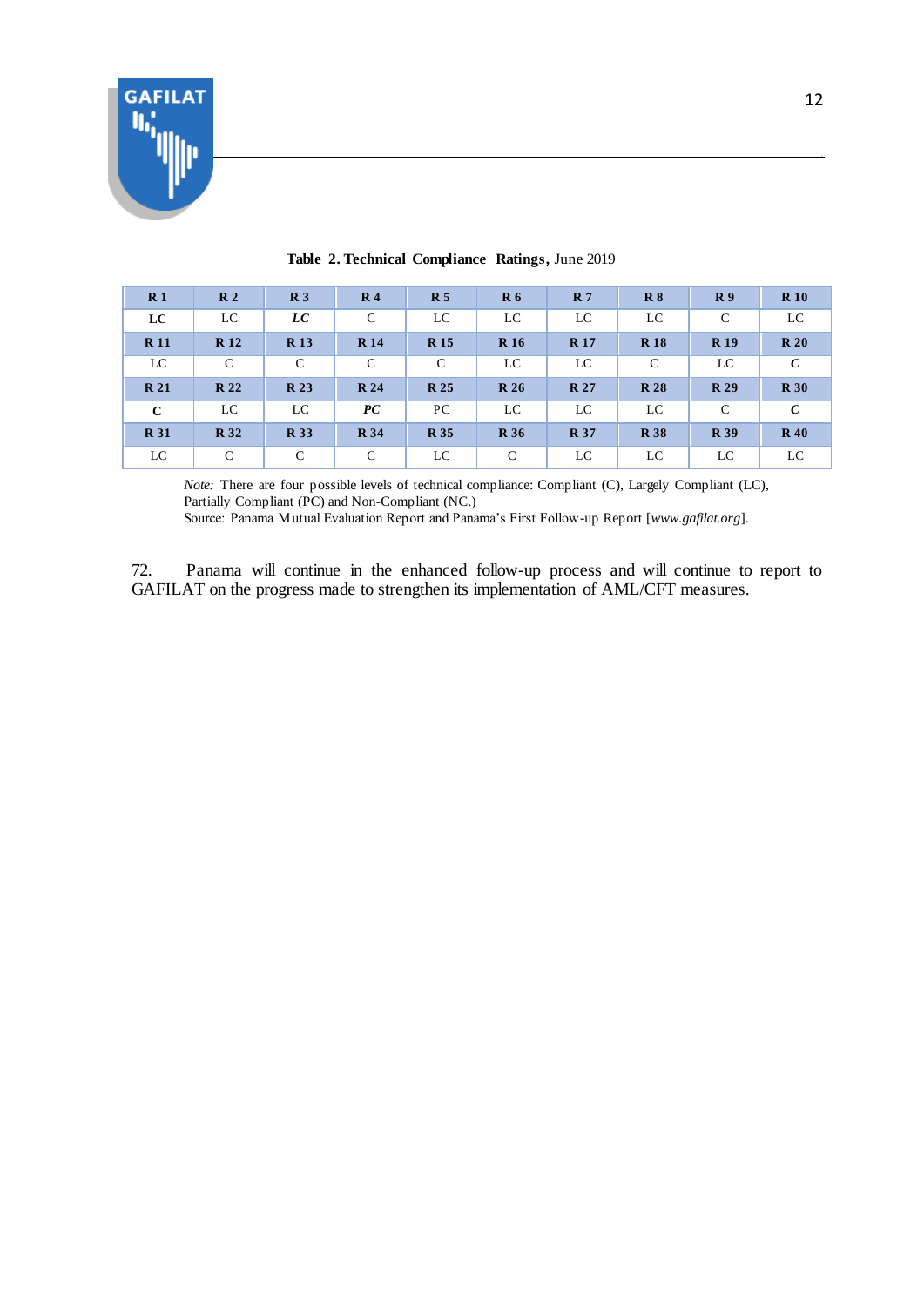**Table 2. Technical Compliance Ratings,** June 2019

| R 1 | R 2 | R 3 | R 4 | R 5 | R 6 | R 7 | R 8 | R 9 | R 10 |
|---|---|---|---|---|---|---|---|---|---|
| **LC** | LC | ***LC*** | C | LC | LC | LC | LC | C | LC |
| **R 11** | **R 12** | **R 13** | **R 14** | **R 15** | **R 16** | **R 17** | **R 18** | **R 19** | **R 20** |
| LC | C | C | C | C | LC | LC | C | LC | ***C*** |
| **R 21** | **R 22** | **R 23** | **R 24** | **R 25** | **R 26** | **R 27** | **R 28** | **R 29** | **R 30** |
| **C** | LC | LC | ***PC*** | PC | LC | LC | LC | C | ***C*** |
| **R 31** | **R 32** | **R 33** | **R 34** | **R 35** | **R 36** | **R 37** | **R 38** | **R 39** | **R 40** |
| LC | C | C | C | LC | C | LC | LC | LC | LC |

*Note:* There are four possible levels of technical compliance: Compliant (C), Largely Compliant (LC), Partially Compliant (PC) and Non-Compliant (NC.)
Source: Panama Mutual Evaluation Report and Panama's First Follow-up Report [*www.gafilat.org*].

72. Panama will continue in the enhanced follow-up process and will continue to report to GAFILAT on the progress made to strengthen its implementation of AML/CFT measures.